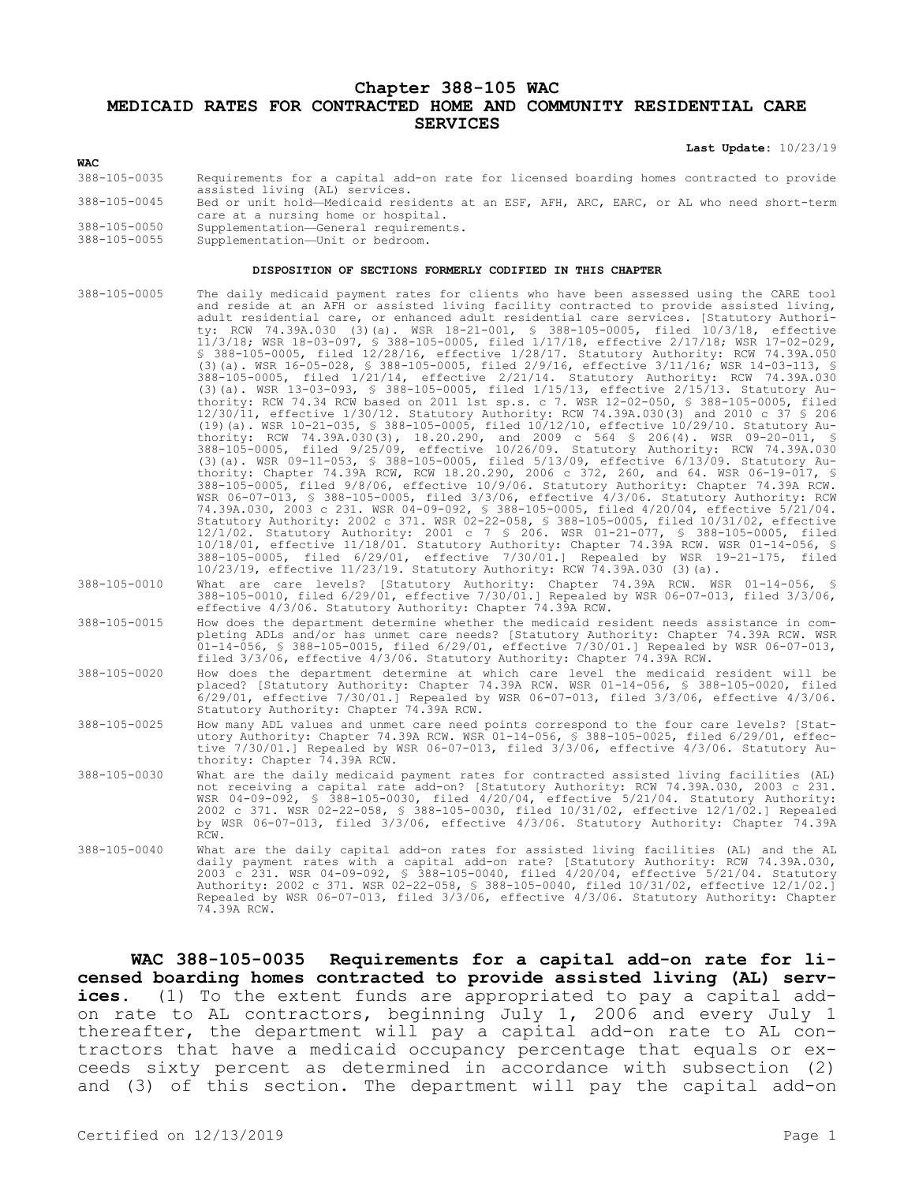# Chapter 388-105 WAC
# MEDICAID RATES FOR CONTRACTED HOME AND COMMUNITY RESIDENTIAL CARE SERVICES

**Last Update:** 10/23/19

**WAC**

| | |
|---|---|
| 388-105-0035 | Requirements for a capital add-on rate for licensed boarding homes contracted to provide assisted living (AL) services. |
| 388-105-0045 | Bed or unit hold—Medicaid residents at an ESF, AFH, ARC, EARC, or AL who need short-term care at a nursing home or hospital. |
| 388-105-0050 | Supplementation—General requirements. |
| 388-105-0055 | Supplementation—Unit or bedroom. |

**DISPOSITION OF SECTIONS FORMERLY CODIFIED IN THIS CHAPTER**

| | |
|---|---|
| 388-105-0005 | The daily medicaid payment rates for clients who have been assessed using the CARE tool and reside at an AFH or assisted living facility contracted to provide assisted living, adult residential care, or enhanced adult residential care services. [Statutory Authority: RCW 74.39A.030 (3)(a). WSR 18-21-001, § 388-105-0005, filed 10/3/18, effective 11/3/18; WSR 18-03-097, § 388-105-0005, filed 1/17/18, effective 2/17/18; WSR 17-02-029, § 388-105-0005, filed 12/28/16, effective 1/28/17. Statutory Authority: RCW 74.39A.050 (3)(a). WSR 16-05-028, § 388-105-0005, filed 2/9/16, effective 3/11/16; WSR 14-03-113, § 388-105-0005, filed 1/21/14, effective 2/21/14. Statutory Authority: RCW 74.39A.030 (3)(a). WSR 13-03-093, § 388-105-0005, filed 1/15/13, effective 2/15/13. Statutory Authority: RCW 74.34 RCW based on 2011 1st sp.s. c 7. WSR 12-02-050, § 388-105-0005, filed 12/30/11, effective 1/30/12. Statutory Authority: RCW 74.39A.030(3) and 2010 c 37 § 206 (19)(a). WSR 10-21-035, § 388-105-0005, filed 10/12/10, effective 10/29/10. Statutory Authority: RCW 74.39A.030(3), 18.20.290, and 2009 c 564 § 206(4). WSR 09-20-011, § 388-105-0005, filed 9/25/09, effective 10/26/09. Statutory Authority: RCW 74.39A.030 (3)(a). WSR 09-11-053, § 388-105-0005, filed 5/13/09, effective 6/13/09. Statutory Authority: Chapter 74.39A RCW, RCW 18.20.290, 2006 c 372, 260, and 64. WSR 06-19-017, § 388-105-0005, filed 9/8/06, effective 10/9/06. Statutory Authority: Chapter 74.39A RCW. WSR 06-07-013, § 388-105-0005, filed 3/3/06, effective 4/3/06. Statutory Authority: RCW 74.39A.030, 2003 c 231. WSR 04-09-092, § 388-105-0005, filed 4/20/04, effective 5/21/04. Statutory Authority: 2002 c 371. WSR 02-22-058, § 388-105-0005, filed 10/31/02, effective 12/1/02. Statutory Authority: 2001 c 7 § 206. WSR 01-21-077, § 388-105-0005, filed 10/18/01, effective 11/18/01. Statutory Authority: Chapter 74.39A RCW. WSR 01-14-056, § 388-105-0005, filed 6/29/01, effective 7/30/01.] Repealed by WSR 19-21-175, filed 10/23/19, effective 11/23/19. Statutory Authority: RCW 74.39A.030 (3)(a). |
| 388-105-0010 | What are care levels? [Statutory Authority: Chapter 74.39A RCW. WSR 01-14-056, § 388-105-0010, filed 6/29/01, effective 7/30/01.] Repealed by WSR 06-07-013, filed 3/3/06, effective 4/3/06. Statutory Authority: Chapter 74.39A RCW. |
| 388-105-0015 | How does the department determine whether the medicaid resident needs assistance in completing ADLs and/or has unmet care needs? [Statutory Authority: Chapter 74.39A RCW. WSR 01-14-056, § 388-105-0015, filed 6/29/01, effective 7/30/01.] Repealed by WSR 06-07-013, filed 3/3/06, effective 4/3/06. Statutory Authority: Chapter 74.39A RCW. |
| 388-105-0020 | How does the department determine at which care level the medicaid resident will be placed? [Statutory Authority: Chapter 74.39A RCW. WSR 01-14-056, § 388-105-0020, filed 6/29/01, effective 7/30/01.] Repealed by WSR 06-07-013, filed 3/3/06, effective 4/3/06. Statutory Authority: Chapter 74.39A RCW. |
| 388-105-0025 | How many ADL values and unmet care need points correspond to the four care levels? [Statutory Authority: Chapter 74.39A RCW. WSR 01-14-056, § 388-105-0025, filed 6/29/01, effective 7/30/01.] Repealed by WSR 06-07-013, filed 3/3/06, effective 4/3/06. Statutory Authority: Chapter 74.39A RCW. |
| 388-105-0030 | What are the daily medicaid payment rates for contracted assisted living facilities (AL) not receiving a capital rate add-on? [Statutory Authority: RCW 74.39A.030, 2003 c 231. WSR 04-09-092, § 388-105-0030, filed 4/20/04, effective 5/21/04. Statutory Authority: 2002 c 371. WSR 02-22-058, § 388-105-0030, filed 10/31/02, effective 12/1/02.] Repealed by WSR 06-07-013, filed 3/3/06, effective 4/3/06. Statutory Authority: Chapter 74.39A RCW. |
| 388-105-0040 | What are the daily capital add-on rates for assisted living facilities (AL) and the AL daily payment rates with a capital add-on rate? [Statutory Authority: RCW 74.39A.030, 2003 c 231. WSR 04-09-092, § 388-105-0040, filed 4/20/04, effective 5/21/04. Statutory Authority: 2002 c 371. WSR 02-22-058, § 388-105-0040, filed 10/31/02, effective 12/1/02.] Repealed by WSR 06-07-013, filed 3/3/06, effective 4/3/06. Statutory Authority: Chapter 74.39A RCW. |

**WAC 388-105-0035 Requirements for a capital add-on rate for licensed boarding homes contracted to provide assisted living (AL) services.** (1) To the extent funds are appropriated to pay a capital add-on rate to AL contractors, beginning July 1, 2006 and every July 1 thereafter, the department will pay a capital add-on rate to AL contractors that have a medicaid occupancy percentage that equals or exceeds sixty percent as determined in accordance with subsection (2) and (3) of this section. The department will pay the capital add-on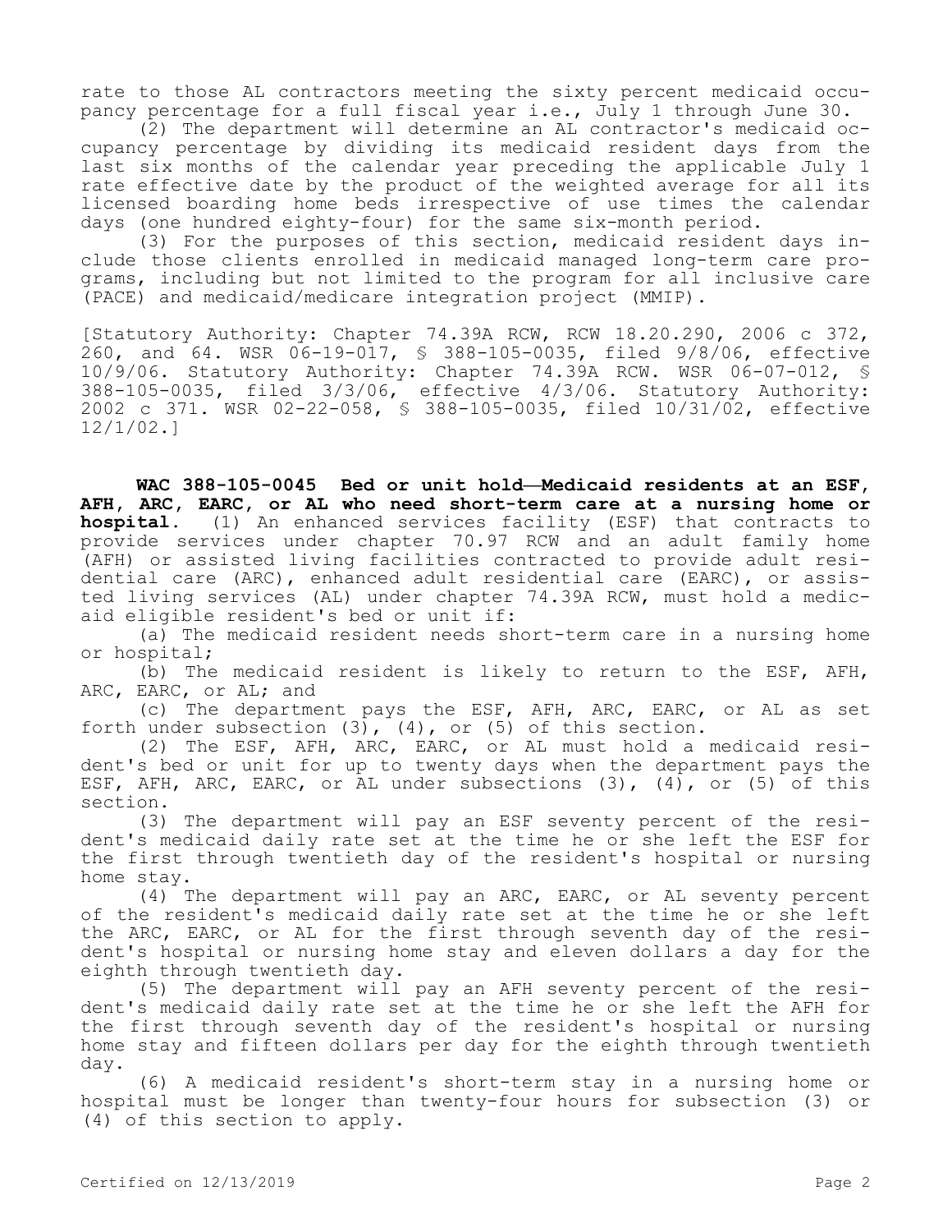rate to those AL contractors meeting the sixty percent medicaid occupancy percentage for a full fiscal year i.e., July 1 through June 30.

(2) The department will determine an AL contractor's medicaid occupancy percentage by dividing its medicaid resident days from the last six months of the calendar year preceding the applicable July 1 rate effective date by the product of the weighted average for all its licensed boarding home beds irrespective of use times the calendar days (one hundred eighty-four) for the same six-month period.

(3) For the purposes of this section, medicaid resident days include those clients enrolled in medicaid managed long-term care programs, including but not limited to the program for all inclusive care (PACE) and medicaid/medicare integration project (MMIP).

[Statutory Authority: Chapter 74.39A RCW, RCW 18.20.290, 2006 c 372, 260, and 64. WSR 06-19-017, § 388-105-0035, filed 9/8/06, effective 10/9/06. Statutory Authority: Chapter 74.39A RCW. WSR 06-07-012, § 388-105-0035, filed 3/3/06, effective 4/3/06. Statutory Authority: 2002 c 371. WSR 02-22-058, § 388-105-0035, filed 10/31/02, effective 12/1/02.]

**WAC 388-105-0045 Bed or unit hold—Medicaid residents at an ESF, AFH, ARC, EARC, or AL who need short-term care at a nursing home or hospital.** (1) An enhanced services facility (ESF) that contracts to provide services under chapter 70.97 RCW and an adult family home (AFH) or assisted living facilities contracted to provide adult residential care (ARC), enhanced adult residential care (EARC), or assisted living services (AL) under chapter 74.39A RCW, must hold a medicaid eligible resident's bed or unit if:

(a) The medicaid resident needs short-term care in a nursing home or hospital;

(b) The medicaid resident is likely to return to the ESF, AFH, ARC, EARC, or AL; and

(c) The department pays the ESF, AFH, ARC, EARC, or AL as set forth under subsection (3), (4), or (5) of this section.

(2) The ESF, AFH, ARC, EARC, or AL must hold a medicaid resident's bed or unit for up to twenty days when the department pays the ESF, AFH, ARC, EARC, or AL under subsections (3), (4), or (5) of this section.

(3) The department will pay an ESF seventy percent of the resident's medicaid daily rate set at the time he or she left the ESF for the first through twentieth day of the resident's hospital or nursing home stay.

(4) The department will pay an ARC, EARC, or AL seventy percent of the resident's medicaid daily rate set at the time he or she left the ARC, EARC, or AL for the first through seventh day of the resident's hospital or nursing home stay and eleven dollars a day for the eighth through twentieth day.

(5) The department will pay an AFH seventy percent of the resident's medicaid daily rate set at the time he or she left the AFH for the first through seventh day of the resident's hospital or nursing home stay and fifteen dollars per day for the eighth through twentieth day.

(6) A medicaid resident's short-term stay in a nursing home or hospital must be longer than twenty-four hours for subsection (3) or (4) of this section to apply.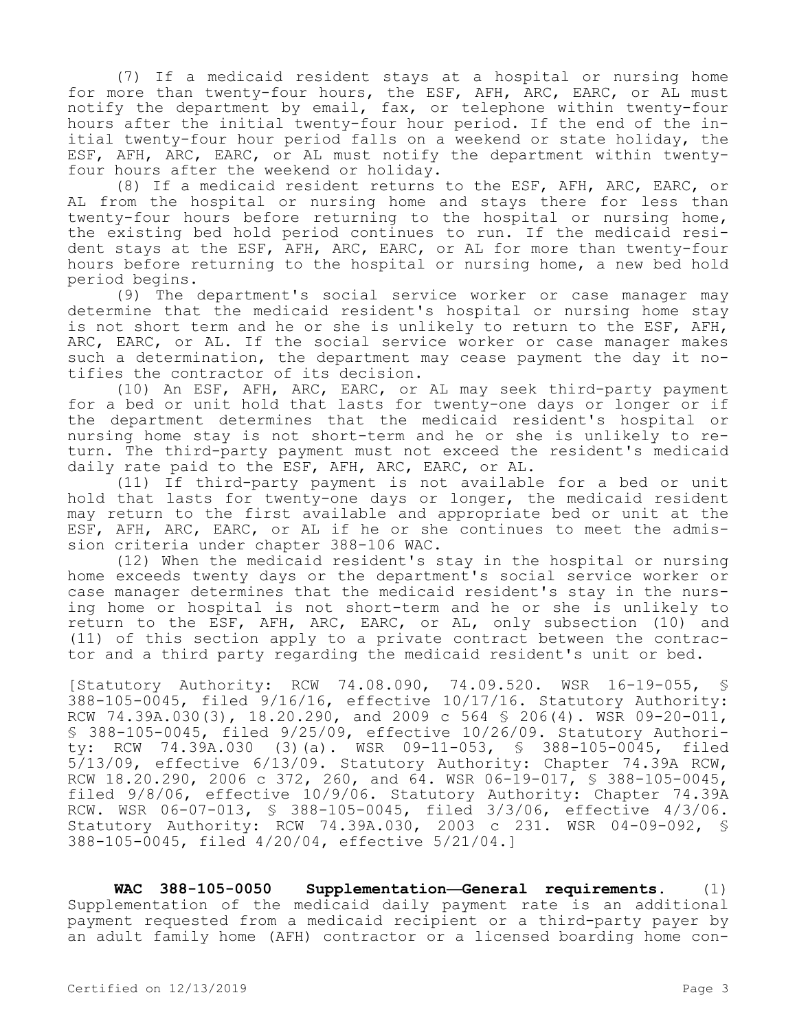(7) If a medicaid resident stays at a hospital or nursing home for more than twenty-four hours, the ESF, AFH, ARC, EARC, or AL must notify the department by email, fax, or telephone within twenty-four hours after the initial twenty-four hour period. If the end of the initial twenty-four hour period falls on a weekend or state holiday, the ESF, AFH, ARC, EARC, or AL must notify the department within twenty-four hours after the weekend or holiday.

(8) If a medicaid resident returns to the ESF, AFH, ARC, EARC, or AL from the hospital or nursing home and stays there for less than twenty-four hours before returning to the hospital or nursing home, the existing bed hold period continues to run. If the medicaid resident stays at the ESF, AFH, ARC, EARC, or AL for more than twenty-four hours before returning to the hospital or nursing home, a new bed hold period begins.

(9) The department's social service worker or case manager may determine that the medicaid resident's hospital or nursing home stay is not short term and he or she is unlikely to return to the ESF, AFH, ARC, EARC, or AL. If the social service worker or case manager makes such a determination, the department may cease payment the day it notifies the contractor of its decision.

(10) An ESF, AFH, ARC, EARC, or AL may seek third-party payment for a bed or unit hold that lasts for twenty-one days or longer or if the department determines that the medicaid resident's hospital or nursing home stay is not short-term and he or she is unlikely to return. The third-party payment must not exceed the resident's medicaid daily rate paid to the ESF, AFH, ARC, EARC, or AL.

(11) If third-party payment is not available for a bed or unit hold that lasts for twenty-one days or longer, the medicaid resident may return to the first available and appropriate bed or unit at the ESF, AFH, ARC, EARC, or AL if he or she continues to meet the admission criteria under chapter 388-106 WAC.

(12) When the medicaid resident's stay in the hospital or nursing home exceeds twenty days or the department's social service worker or case manager determines that the medicaid resident's stay in the nursing home or hospital is not short-term and he or she is unlikely to return to the ESF, AFH, ARC, EARC, or AL, only subsection (10) and (11) of this section apply to a private contract between the contractor and a third party regarding the medicaid resident's unit or bed.

[Statutory Authority: RCW 74.08.090, 74.09.520. WSR 16-19-055, § 388-105-0045, filed 9/16/16, effective 10/17/16. Statutory Authority: RCW 74.39A.030(3), 18.20.290, and 2009 c 564 § 206(4). WSR 09-20-011, § 388-105-0045, filed 9/25/09, effective 10/26/09. Statutory Authority: RCW 74.39A.030 (3)(a). WSR 09-11-053, § 388-105-0045, filed 5/13/09, effective 6/13/09. Statutory Authority: Chapter 74.39A RCW, RCW 18.20.290, 2006 c 372, 260, and 64. WSR 06-19-017, § 388-105-0045, filed 9/8/06, effective 10/9/06. Statutory Authority: Chapter 74.39A RCW. WSR 06-07-013, § 388-105-0045, filed 3/3/06, effective 4/3/06. Statutory Authority: RCW 74.39A.030, 2003 c 231. WSR 04-09-092, § 388-105-0045, filed 4/20/04, effective 5/21/04.]

**WAC 388-105-0050 Supplementation—General requirements.** (1) Supplementation of the medicaid daily payment rate is an additional payment requested from a medicaid recipient or a third-party payer by an adult family home (AFH) contractor or a licensed boarding home con-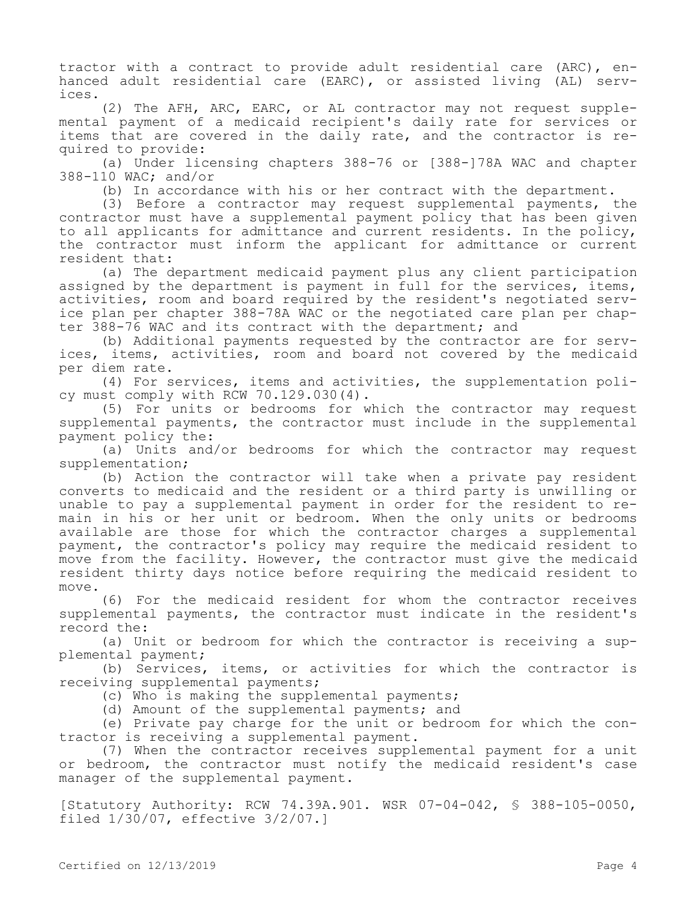tractor with a contract to provide adult residential care (ARC), enhanced adult residential care (EARC), or assisted living (AL) services.

(2) The AFH, ARC, EARC, or AL contractor may not request supplemental payment of a medicaid recipient's daily rate for services or items that are covered in the daily rate, and the contractor is required to provide:

(a) Under licensing chapters 388-76 or [388-]78A WAC and chapter 388-110 WAC; and/or

(b) In accordance with his or her contract with the department.

(3) Before a contractor may request supplemental payments, the contractor must have a supplemental payment policy that has been given to all applicants for admittance and current residents. In the policy, the contractor must inform the applicant for admittance or current resident that:

(a) The department medicaid payment plus any client participation assigned by the department is payment in full for the services, items, activities, room and board required by the resident's negotiated service plan per chapter 388-78A WAC or the negotiated care plan per chapter 388-76 WAC and its contract with the department; and

(b) Additional payments requested by the contractor are for services, items, activities, room and board not covered by the medicaid per diem rate.

(4) For services, items and activities, the supplementation policy must comply with RCW 70.129.030(4).

(5) For units or bedrooms for which the contractor may request supplemental payments, the contractor must include in the supplemental payment policy the:

(a) Units and/or bedrooms for which the contractor may request supplementation;

(b) Action the contractor will take when a private pay resident converts to medicaid and the resident or a third party is unwilling or unable to pay a supplemental payment in order for the resident to remain in his or her unit or bedroom. When the only units or bedrooms available are those for which the contractor charges a supplemental payment, the contractor's policy may require the medicaid resident to move from the facility. However, the contractor must give the medicaid resident thirty days notice before requiring the medicaid resident to move.

(6) For the medicaid resident for whom the contractor receives supplemental payments, the contractor must indicate in the resident's record the:

(a) Unit or bedroom for which the contractor is receiving a supplemental payment;

(b) Services, items, or activities for which the contractor is receiving supplemental payments;

(c) Who is making the supplemental payments;

(d) Amount of the supplemental payments; and

(e) Private pay charge for the unit or bedroom for which the contractor is receiving a supplemental payment.

(7) When the contractor receives supplemental payment for a unit or bedroom, the contractor must notify the medicaid resident's case manager of the supplemental payment.

[Statutory Authority: RCW 74.39A.901. WSR 07-04-042, § 388-105-0050, filed 1/30/07, effective 3/2/07.]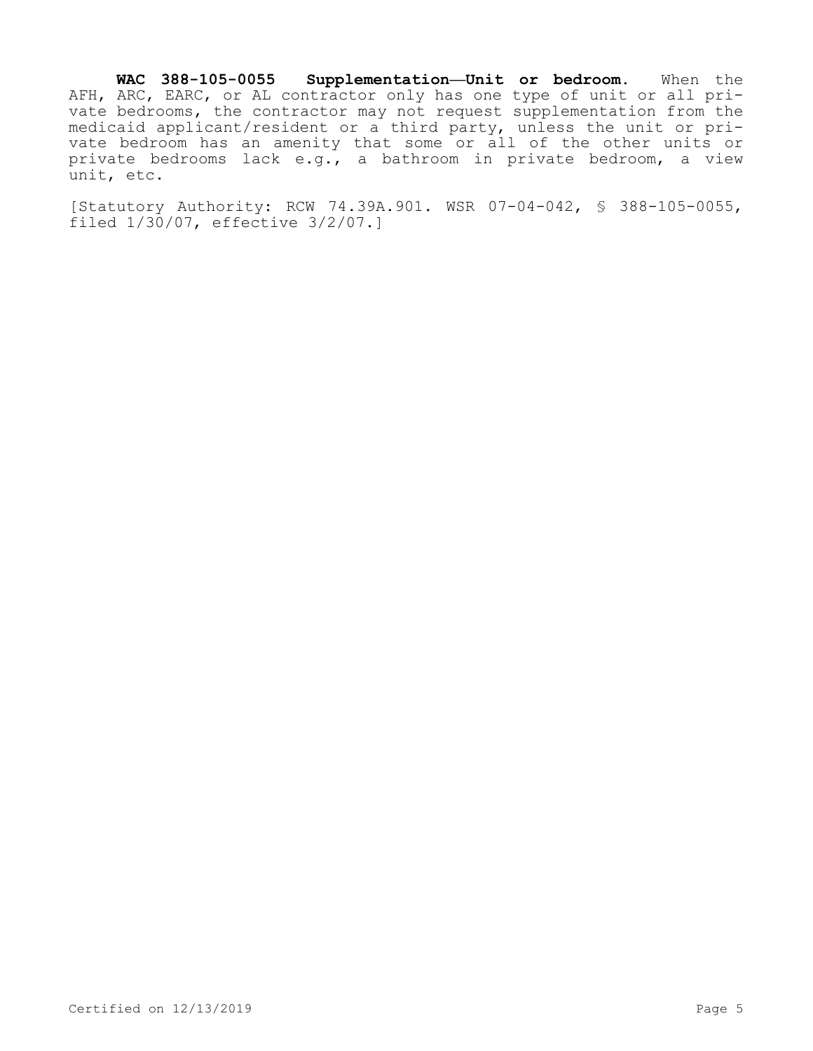**WAC 388-105-0055 Supplementation—Unit or bedroom.** When the AFH, ARC, EARC, or AL contractor only has one type of unit or all private bedrooms, the contractor may not request supplementation from the medicaid applicant/resident or a third party, unless the unit or private bedroom has an amenity that some or all of the other units or private bedrooms lack e.g., a bathroom in private bedroom, a view unit, etc.

[Statutory Authority: RCW 74.39A.901. WSR 07-04-042, § 388-105-0055, filed 1/30/07, effective 3/2/07.]